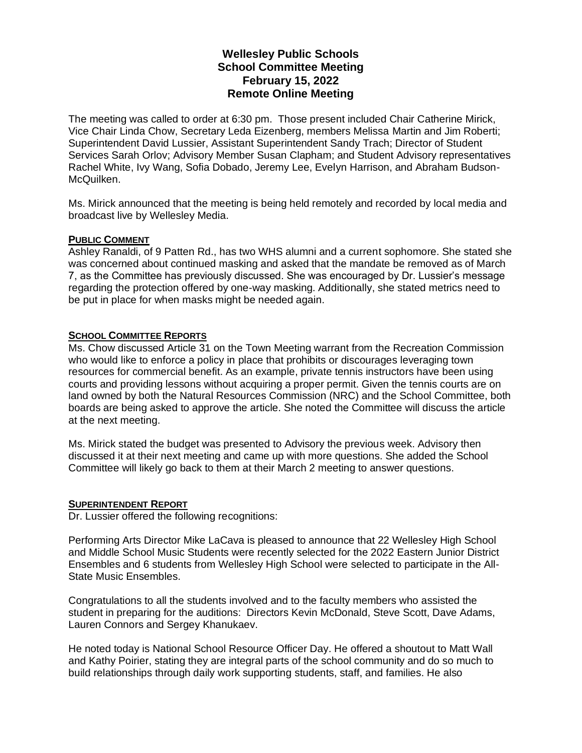# Wellesley Public Schools
## School Committee Meeting
## February 15, 2022
## Remote Online Meeting

The meeting was called to order at 6:30 pm. Those present included Chair Catherine Mirick, Vice Chair Linda Chow, Secretary Leda Eizenberg, members Melissa Martin and Jim Roberti; Superintendent David Lussier, Assistant Superintendent Sandy Trach; Director of Student Services Sarah Orlov; Advisory Member Susan Clapham; and Student Advisory representatives Rachel White, Ivy Wang, Sofia Dobado, Jeremy Lee, Evelyn Harrison, and Abraham Budson-McQuilken.

Ms. Mirick announced that the meeting is being held remotely and recorded by local media and broadcast live by Wellesley Media.

### PUBLIC COMMENT

Ashley Ranaldi, of 9 Patten Rd., has two WHS alumni and a current sophomore. She stated she was concerned about continued masking and asked that the mandate be removed as of March 7, as the Committee has previously discussed. She was encouraged by Dr. Lussier's message regarding the protection offered by one-way masking. Additionally, she stated metrics need to be put in place for when masks might be needed again.

### SCHOOL COMMITTEE REPORTS

Ms. Chow discussed Article 31 on the Town Meeting warrant from the Recreation Commission who would like to enforce a policy in place that prohibits or discourages leveraging town resources for commercial benefit. As an example, private tennis instructors have been using courts and providing lessons without acquiring a proper permit. Given the tennis courts are on land owned by both the Natural Resources Commission (NRC) and the School Committee, both boards are being asked to approve the article. She noted the Committee will discuss the article at the next meeting.

Ms. Mirick stated the budget was presented to Advisory the previous week. Advisory then discussed it at their next meeting and came up with more questions. She added the School Committee will likely go back to them at their March 2 meeting to answer questions.

### SUPERINTENDENT REPORT

Dr. Lussier offered the following recognitions:

Performing Arts Director Mike LaCava is pleased to announce that 22 Wellesley High School and Middle School Music Students were recently selected for the 2022 Eastern Junior District Ensembles and 6 students from Wellesley High School were selected to participate in the All-State Music Ensembles.

Congratulations to all the students involved and to the faculty members who assisted the student in preparing for the auditions: Directors Kevin McDonald, Steve Scott, Dave Adams, Lauren Connors and Sergey Khanukaev.

He noted today is National School Resource Officer Day. He offered a shoutout to Matt Wall and Kathy Poirier, stating they are integral parts of the school community and do so much to build relationships through daily work supporting students, staff, and families. He also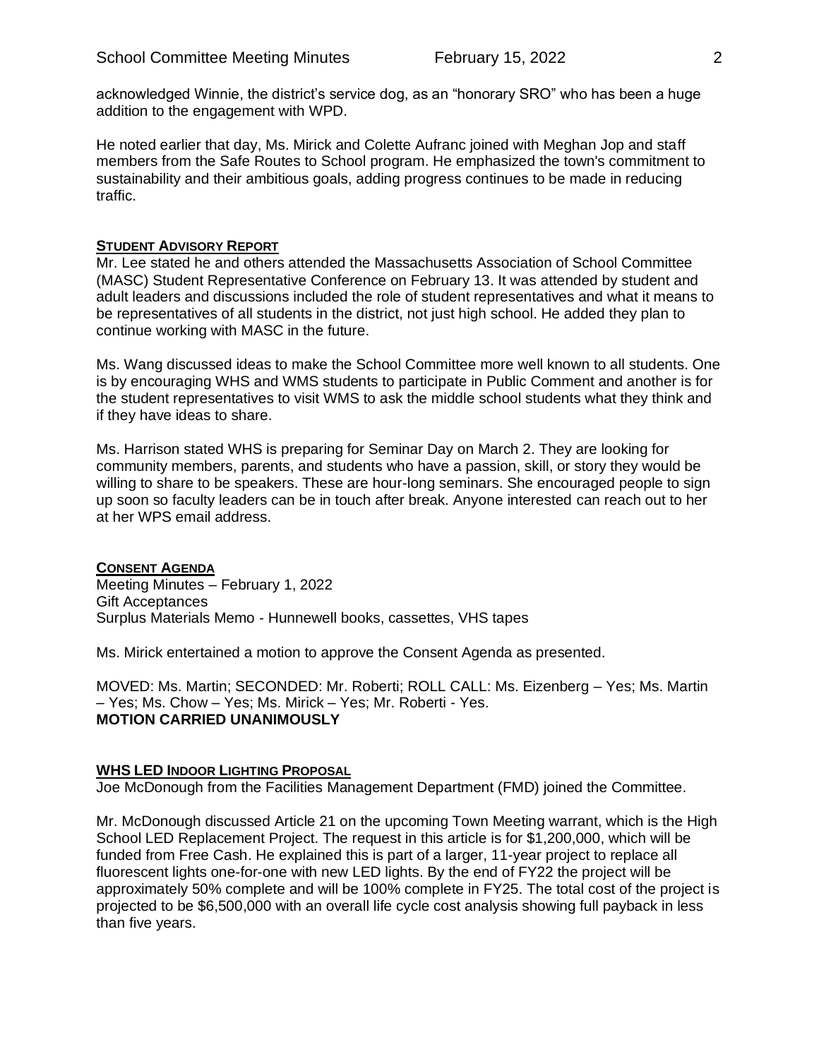acknowledged Winnie, the district's service dog, as an "honorary SRO" who has been a huge addition to the engagement with WPD.

He noted earlier that day, Ms. Mirick and Colette Aufranc joined with Meghan Jop and staff members from the Safe Routes to School program. He emphasized the town's commitment to sustainability and their ambitious goals, adding progress continues to be made in reducing traffic.

## STUDENT ADVISORY REPORT

Mr. Lee stated he and others attended the Massachusetts Association of School Committee (MASC) Student Representative Conference on February 13. It was attended by student and adult leaders and discussions included the role of student representatives and what it means to be representatives of all students in the district, not just high school. He added they plan to continue working with MASC in the future.

Ms. Wang discussed ideas to make the School Committee more well known to all students. One is by encouraging WHS and WMS students to participate in Public Comment and another is for the student representatives to visit WMS to ask the middle school students what they think and if they have ideas to share.

Ms. Harrison stated WHS is preparing for Seminar Day on March 2. They are looking for community members, parents, and students who have a passion, skill, or story they would be willing to share to be speakers. These are hour-long seminars. She encouraged people to sign up soon so faculty leaders can be in touch after break. Anyone interested can reach out to her at her WPS email address.

## CONSENT AGENDA

Meeting Minutes – February 1, 2022
Gift Acceptances
Surplus Materials Memo - Hunnewell books, cassettes, VHS tapes

Ms. Mirick entertained a motion to approve the Consent Agenda as presented.

MOVED: Ms. Martin; SECONDED: Mr. Roberti; ROLL CALL: Ms. Eizenberg – Yes; Ms. Martin – Yes; Ms. Chow – Yes; Ms. Mirick – Yes; Mr. Roberti - Yes.
**MOTION CARRIED UNANIMOUSLY**

## WHS LED INDOOR LIGHTING PROPOSAL

Joe McDonough from the Facilities Management Department (FMD) joined the Committee.

Mr. McDonough discussed Article 21 on the upcoming Town Meeting warrant, which is the High School LED Replacement Project. The request in this article is for $1,200,000, which will be funded from Free Cash. He explained this is part of a larger, 11-year project to replace all fluorescent lights one-for-one with new LED lights. By the end of FY22 the project will be approximately 50% complete and will be 100% complete in FY25. The total cost of the project is projected to be $6,500,000 with an overall life cycle cost analysis showing full payback in less than five years.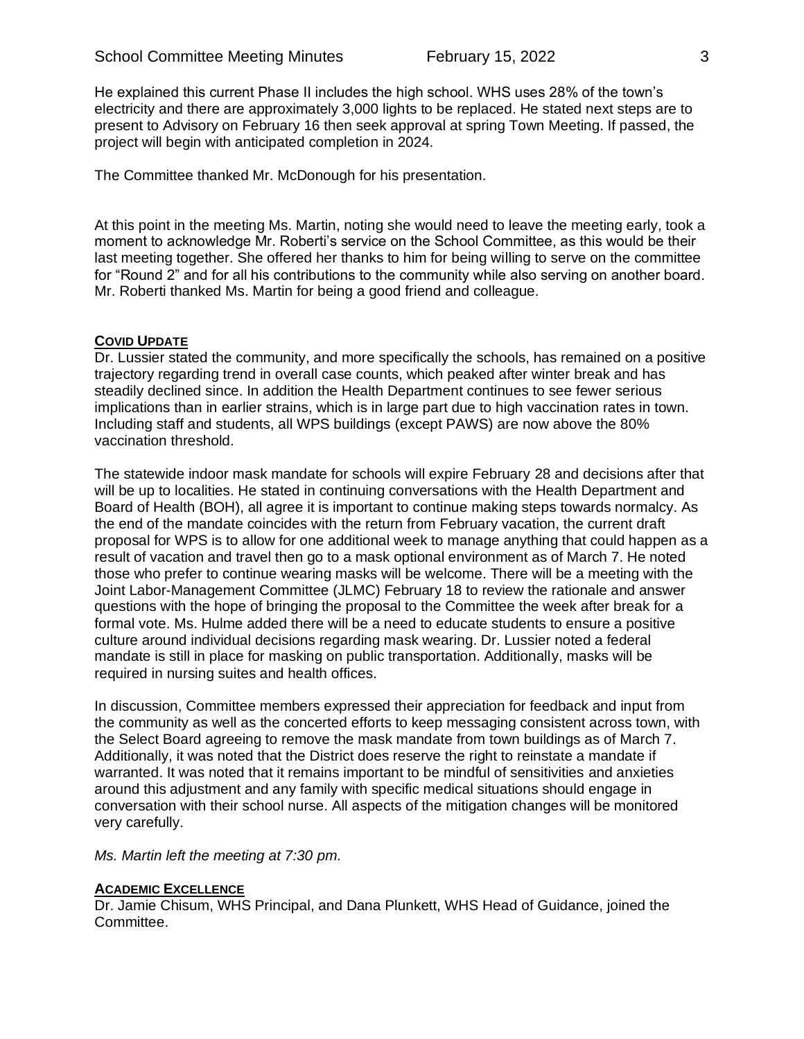He explained this current Phase II includes the high school. WHS uses 28% of the town's electricity and there are approximately 3,000 lights to be replaced. He stated next steps are to present to Advisory on February 16 then seek approval at spring Town Meeting. If passed, the project will begin with anticipated completion in 2024.

The Committee thanked Mr. McDonough for his presentation.

At this point in the meeting Ms. Martin, noting she would need to leave the meeting early, took a moment to acknowledge Mr. Roberti's service on the School Committee, as this would be their last meeting together. She offered her thanks to him for being willing to serve on the committee for "Round 2" and for all his contributions to the community while also serving on another board. Mr. Roberti thanked Ms. Martin for being a good friend and colleague.

## COVID UPDATE

Dr. Lussier stated the community, and more specifically the schools, has remained on a positive trajectory regarding trend in overall case counts, which peaked after winter break and has steadily declined since. In addition the Health Department continues to see fewer serious implications than in earlier strains, which is in large part due to high vaccination rates in town. Including staff and students, all WPS buildings (except PAWS) are now above the 80% vaccination threshold.

The statewide indoor mask mandate for schools will expire February 28 and decisions after that will be up to localities. He stated in continuing conversations with the Health Department and Board of Health (BOH), all agree it is important to continue making steps towards normalcy. As the end of the mandate coincides with the return from February vacation, the current draft proposal for WPS is to allow for one additional week to manage anything that could happen as a result of vacation and travel then go to a mask optional environment as of March 7. He noted those who prefer to continue wearing masks will be welcome. There will be a meeting with the Joint Labor-Management Committee (JLMC) February 18 to review the rationale and answer questions with the hope of bringing the proposal to the Committee the week after break for a formal vote. Ms. Hulme added there will be a need to educate students to ensure a positive culture around individual decisions regarding mask wearing. Dr. Lussier noted a federal mandate is still in place for masking on public transportation. Additionally, masks will be required in nursing suites and health offices.

In discussion, Committee members expressed their appreciation for feedback and input from the community as well as the concerted efforts to keep messaging consistent across town, with the Select Board agreeing to remove the mask mandate from town buildings as of March 7. Additionally, it was noted that the District does reserve the right to reinstate a mandate if warranted. It was noted that it remains important to be mindful of sensitivities and anxieties around this adjustment and any family with specific medical situations should engage in conversation with their school nurse. All aspects of the mitigation changes will be monitored very carefully.

*Ms. Martin left the meeting at 7:30 pm.*

## ACADEMIC EXCELLENCE

Dr. Jamie Chisum, WHS Principal, and Dana Plunkett, WHS Head of Guidance, joined the Committee.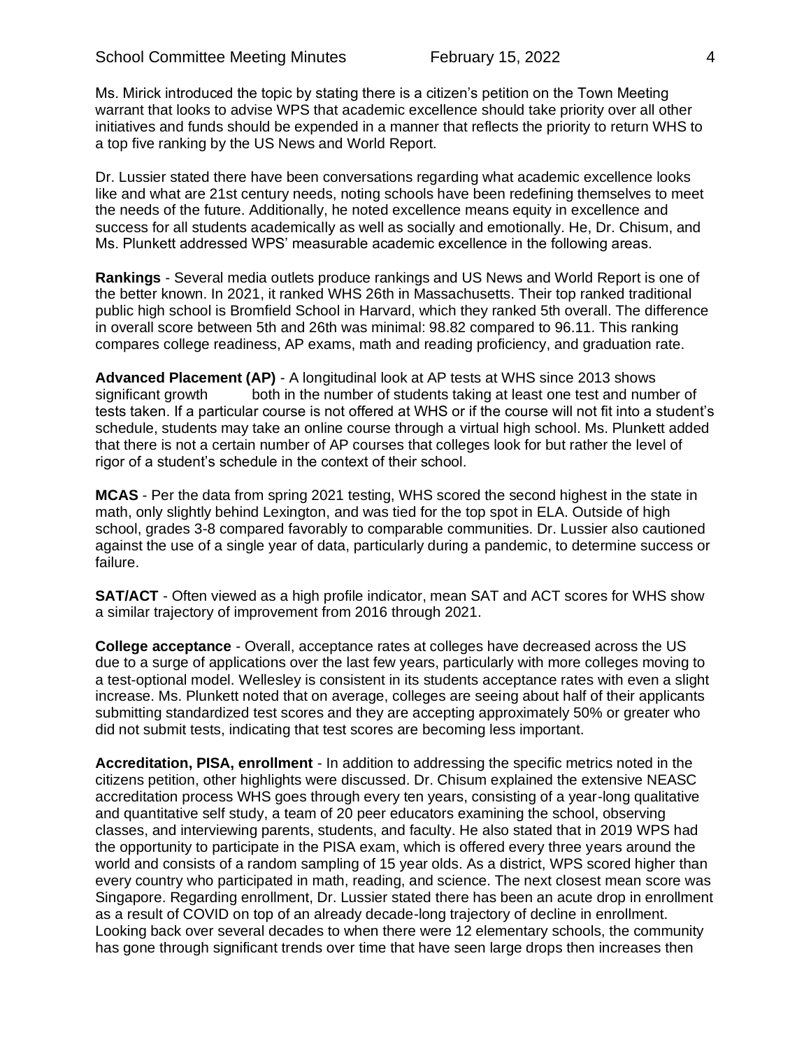Ms. Mirick introduced the topic by stating there is a citizen's petition on the Town Meeting warrant that looks to advise WPS that academic excellence should take priority over all other initiatives and funds should be expended in a manner that reflects the priority to return WHS to a top five ranking by the US News and World Report.

Dr. Lussier stated there have been conversations regarding what academic excellence looks like and what are 21st century needs, noting schools have been redefining themselves to meet the needs of the future. Additionally, he noted excellence means equity in excellence and success for all students academically as well as socially and emotionally. He, Dr. Chisum, and Ms. Plunkett addressed WPS' measurable academic excellence in the following areas.

**Rankings** - Several media outlets produce rankings and US News and World Report is one of the better known. In 2021, it ranked WHS 26th in Massachusetts. Their top ranked traditional public high school is Bromfield School in Harvard, which they ranked 5th overall. The difference in overall score between 5th and 26th was minimal: 98.82 compared to 96.11. This ranking compares college readiness, AP exams, math and reading proficiency, and graduation rate.

**Advanced Placement (AP)** - A longitudinal look at AP tests at WHS since 2013 shows significant growth both in the number of students taking at least one test and number of tests taken. If a particular course is not offered at WHS or if the course will not fit into a student's schedule, students may take an online course through a virtual high school. Ms. Plunkett added that there is not a certain number of AP courses that colleges look for but rather the level of rigor of a student's schedule in the context of their school.

**MCAS** - Per the data from spring 2021 testing, WHS scored the second highest in the state in math, only slightly behind Lexington, and was tied for the top spot in ELA. Outside of high school, grades 3-8 compared favorably to comparable communities. Dr. Lussier also cautioned against the use of a single year of data, particularly during a pandemic, to determine success or failure.

**SAT/ACT** - Often viewed as a high profile indicator, mean SAT and ACT scores for WHS show a similar trajectory of improvement from 2016 through 2021.

**College acceptance** - Overall, acceptance rates at colleges have decreased across the US due to a surge of applications over the last few years, particularly with more colleges moving to a test-optional model. Wellesley is consistent in its students acceptance rates with even a slight increase. Ms. Plunkett noted that on average, colleges are seeing about half of their applicants submitting standardized test scores and they are accepting approximately 50% or greater who did not submit tests, indicating that test scores are becoming less important.

**Accreditation, PISA, enrollment** - In addition to addressing the specific metrics noted in the citizens petition, other highlights were discussed. Dr. Chisum explained the extensive NEASC accreditation process WHS goes through every ten years, consisting of a year-long qualitative and quantitative self study, a team of 20 peer educators examining the school, observing classes, and interviewing parents, students, and faculty. He also stated that in 2019 WPS had the opportunity to participate in the PISA exam, which is offered every three years around the world and consists of a random sampling of 15 year olds. As a district, WPS scored higher than every country who participated in math, reading, and science. The next closest mean score was Singapore. Regarding enrollment, Dr. Lussier stated there has been an acute drop in enrollment as a result of COVID on top of an already decade-long trajectory of decline in enrollment. Looking back over several decades to when there were 12 elementary schools, the community has gone through significant trends over time that have seen large drops then increases then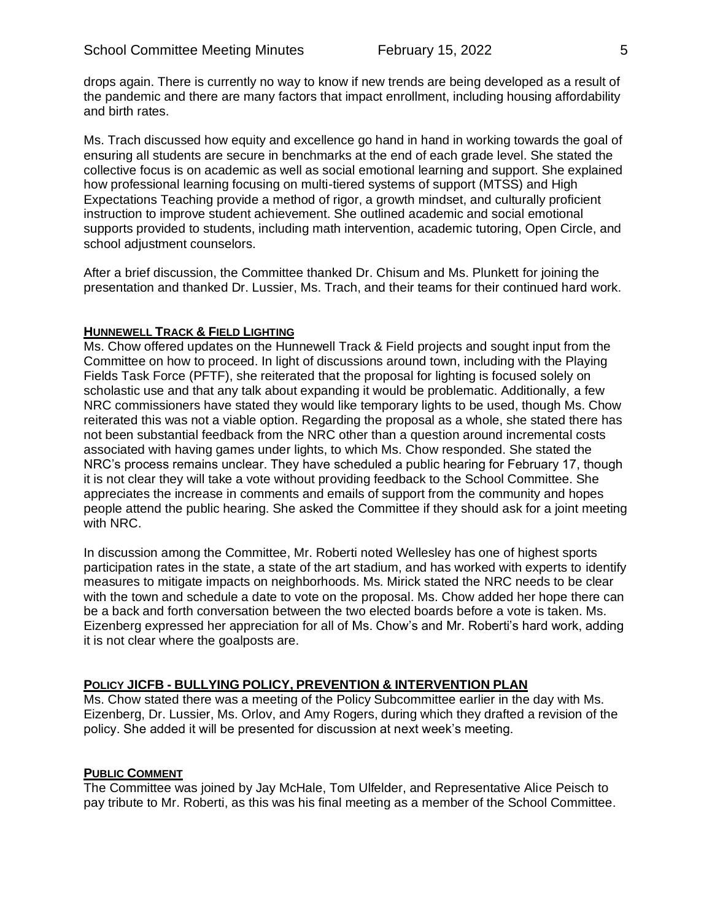drops again. There is currently no way to know if new trends are being developed as a result of the pandemic and there are many factors that impact enrollment, including housing affordability and birth rates.

Ms. Trach discussed how equity and excellence go hand in hand in working towards the goal of ensuring all students are secure in benchmarks at the end of each grade level. She stated the collective focus is on academic as well as social emotional learning and support. She explained how professional learning focusing on multi-tiered systems of support (MTSS) and High Expectations Teaching provide a method of rigor, a growth mindset, and culturally proficient instruction to improve student achievement. She outlined academic and social emotional supports provided to students, including math intervention, academic tutoring, Open Circle, and school adjustment counselors.

After a brief discussion, the Committee thanked Dr. Chisum and Ms. Plunkett for joining the presentation and thanked Dr. Lussier, Ms. Trach, and their teams for their continued hard work.

## HUNNEWELL TRACK & FIELD LIGHTING

Ms. Chow offered updates on the Hunnewell Track & Field projects and sought input from the Committee on how to proceed. In light of discussions around town, including with the Playing Fields Task Force (PFTF), she reiterated that the proposal for lighting is focused solely on scholastic use and that any talk about expanding it would be problematic. Additionally, a few NRC commissioners have stated they would like temporary lights to be used, though Ms. Chow reiterated this was not a viable option. Regarding the proposal as a whole, she stated there has not been substantial feedback from the NRC other than a question around incremental costs associated with having games under lights, to which Ms. Chow responded. She stated the NRC's process remains unclear. They have scheduled a public hearing for February 17, though it is not clear they will take a vote without providing feedback to the School Committee. She appreciates the increase in comments and emails of support from the community and hopes people attend the public hearing. She asked the Committee if they should ask for a joint meeting with NRC.

In discussion among the Committee, Mr. Roberti noted Wellesley has one of highest sports participation rates in the state, a state of the art stadium, and has worked with experts to identify measures to mitigate impacts on neighborhoods. Ms. Mirick stated the NRC needs to be clear with the town and schedule a date to vote on the proposal. Ms. Chow added her hope there can be a back and forth conversation between the two elected boards before a vote is taken. Ms. Eizenberg expressed her appreciation for all of Ms. Chow's and Mr. Roberti's hard work, adding it is not clear where the goalposts are.

## POLICY JICFB - BULLYING POLICY, PREVENTION & INTERVENTION PLAN

Ms. Chow stated there was a meeting of the Policy Subcommittee earlier in the day with Ms. Eizenberg, Dr. Lussier, Ms. Orlov, and Amy Rogers, during which they drafted a revision of the policy. She added it will be presented for discussion at next week's meeting.

## PUBLIC COMMENT

The Committee was joined by Jay McHale, Tom Ulfelder, and Representative Alice Peisch to pay tribute to Mr. Roberti, as this was his final meeting as a member of the School Committee.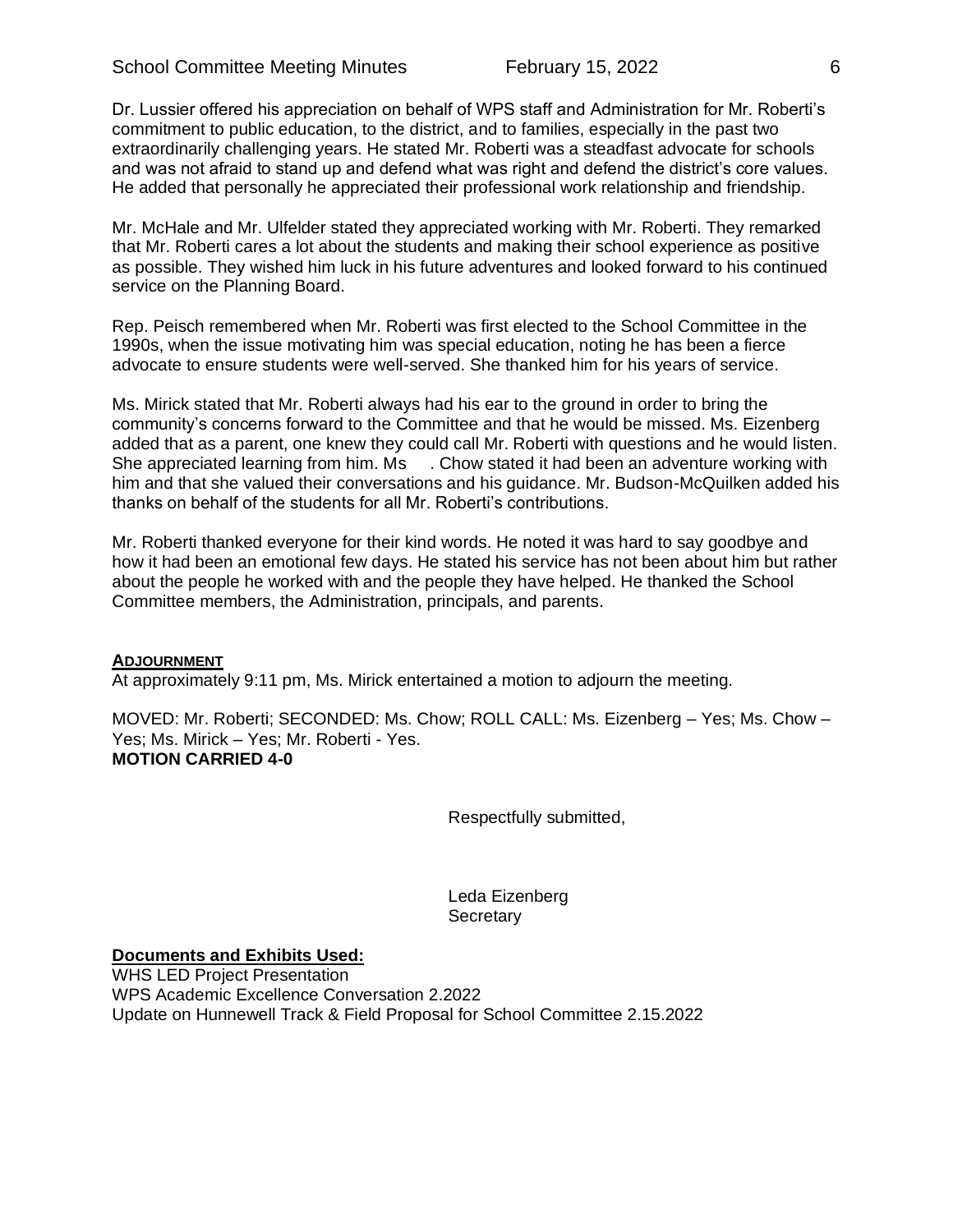Dr. Lussier offered his appreciation on behalf of WPS staff and Administration for Mr. Roberti's commitment to public education, to the district, and to families, especially in the past two extraordinarily challenging years. He stated Mr. Roberti was a steadfast advocate for schools and was not afraid to stand up and defend what was right and defend the district's core values. He added that personally he appreciated their professional work relationship and friendship.

Mr. McHale and Mr. Ulfelder stated they appreciated working with Mr. Roberti. They remarked that Mr. Roberti cares a lot about the students and making their school experience as positive as possible. They wished him luck in his future adventures and looked forward to his continued service on the Planning Board.

Rep. Peisch remembered when Mr. Roberti was first elected to the School Committee in the 1990s, when the issue motivating him was special education, noting he has been a fierce advocate to ensure students were well-served. She thanked him for his years of service.

Ms. Mirick stated that Mr. Roberti always had his ear to the ground in order to bring the community's concerns forward to the Committee and that he would be missed. Ms. Eizenberg added that as a parent, one knew they could call Mr. Roberti with questions and he would listen. She appreciated learning from him. Ms . Chow stated it had been an adventure working with him and that she valued their conversations and his guidance. Mr. Budson-McQuilken added his thanks on behalf of the students for all Mr. Roberti's contributions.

Mr. Roberti thanked everyone for their kind words. He noted it was hard to say goodbye and how it had been an emotional few days. He stated his service has not been about him but rather about the people he worked with and the people they have helped. He thanked the School Committee members, the Administration, principals, and parents.

**ADJOURNMENT**

At approximately 9:11 pm, Ms. Mirick entertained a motion to adjourn the meeting.

MOVED: Mr. Roberti; SECONDED: Ms. Chow; ROLL CALL: Ms. Eizenberg – Yes; Ms. Chow – Yes; Ms. Mirick – Yes; Mr. Roberti - Yes.
**MOTION CARRIED 4-0**

Respectfully submitted,

Leda Eizenberg
Secretary

**Documents and Exhibits Used:**

WHS LED Project Presentation
WPS Academic Excellence Conversation 2.2022
Update on Hunnewell Track & Field Proposal for School Committee 2.15.2022